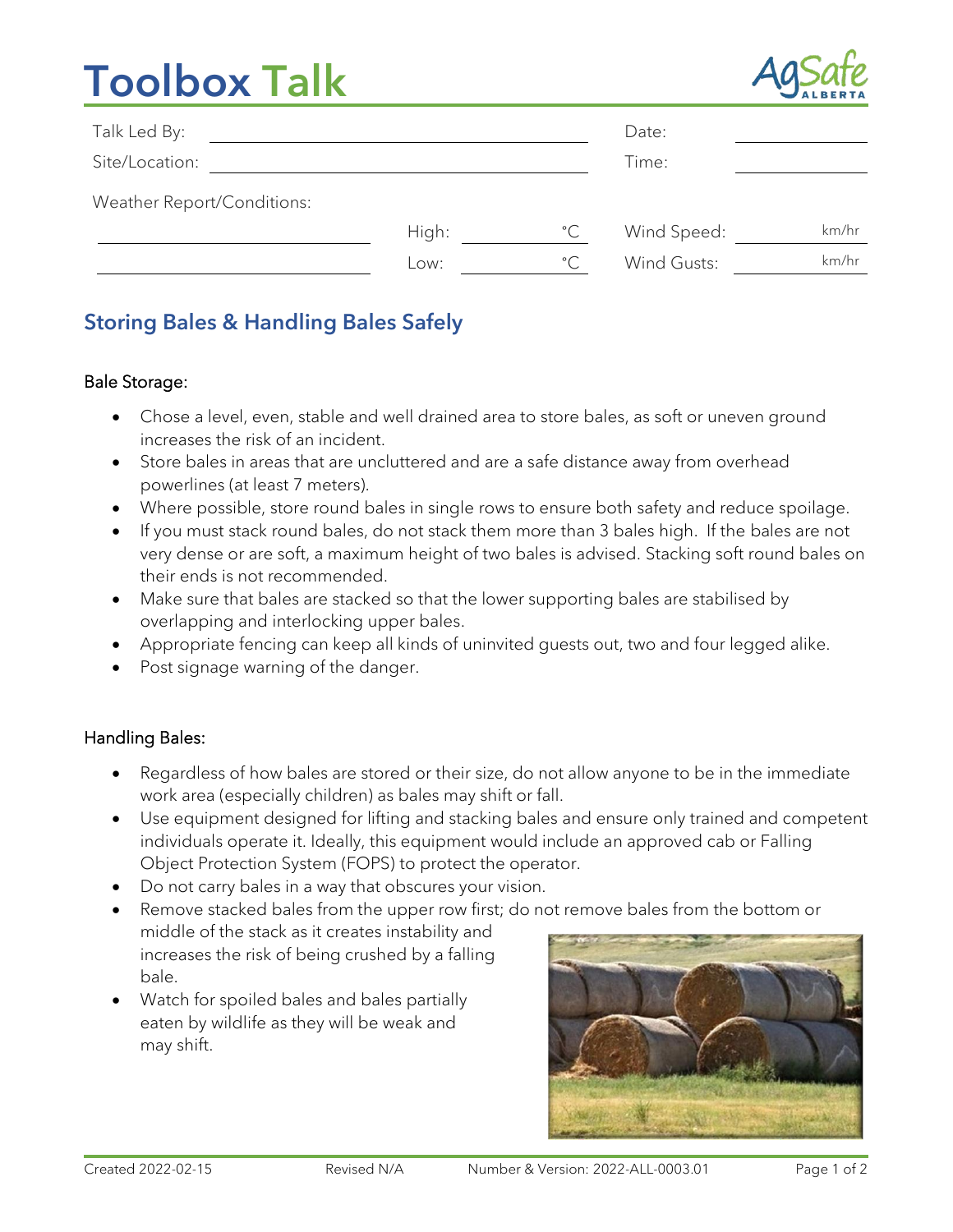# Toolbox Talk

AgSafe ALBERTA

| Talk Led By: | | Date: | |
|---|---|---|---|
| Site/Location: | | Time: | |

Weather Report/Conditions:

| | High: | °C | Wind Speed: | km/hr |
|---|---|---|---|---|
| | Low: | °C | Wind Gusts: | km/hr |

## Storing Bales & Handling Bales Safely

### Bale Storage:

- Chose a level, even, stable and well drained area to store bales, as soft or uneven ground increases the risk of an incident.
- Store bales in areas that are uncluttered and are a safe distance away from overhead powerlines (at least 7 meters).
- Where possible, store round bales in single rows to ensure both safety and reduce spoilage.
- If you must stack round bales, do not stack them more than 3 bales high. If the bales are not very dense or are soft, a maximum height of two bales is advised. Stacking soft round bales on their ends is not recommended.
- Make sure that bales are stacked so that the lower supporting bales are stabilised by overlapping and interlocking upper bales.
- Appropriate fencing can keep all kinds of uninvited guests out, two and four legged alike.
- Post signage warning of the danger.

### Handling Bales:

- Regardless of how bales are stored or their size, do not allow anyone to be in the immediate work area (especially children) as bales may shift or fall.
- Use equipment designed for lifting and stacking bales and ensure only trained and competent individuals operate it. Ideally, this equipment would include an approved cab or Falling Object Protection System (FOPS) to protect the operator.
- Do not carry bales in a way that obscures your vision.
- Remove stacked bales from the upper row first; do not remove bales from the bottom or middle of the stack as it creates instability and increases the risk of being crushed by a falling bale.
- Watch for spoiled bales and bales partially eaten by wildlife as they will be weak and may shift.

Created 2022-02-15 Revised N/A Number & Version: 2022-ALL-0003.01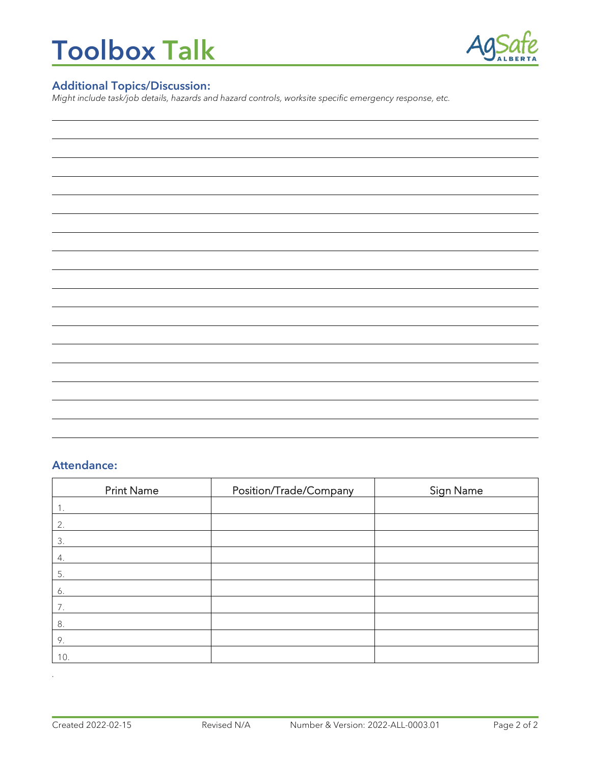# Toolbox Talk

## Additional Topics/Discussion:

*Might include task/job details, hazards and hazard controls, worksite specific emergency response, etc.*

## Attendance:

| Print Name | Position/Trade/Company | Sign Name |
|---|---|---|
| 1. | | |
| 2. | | |
| 3. | | |
| 4. | | |
| 5. | | |
| 6. | | |
| 7. | | |
| 8. | | |
| 9. | | |
| 10. | | |

Created 2022-02-15 Revised N/A Number & Version: 2022-ALL-0003.01